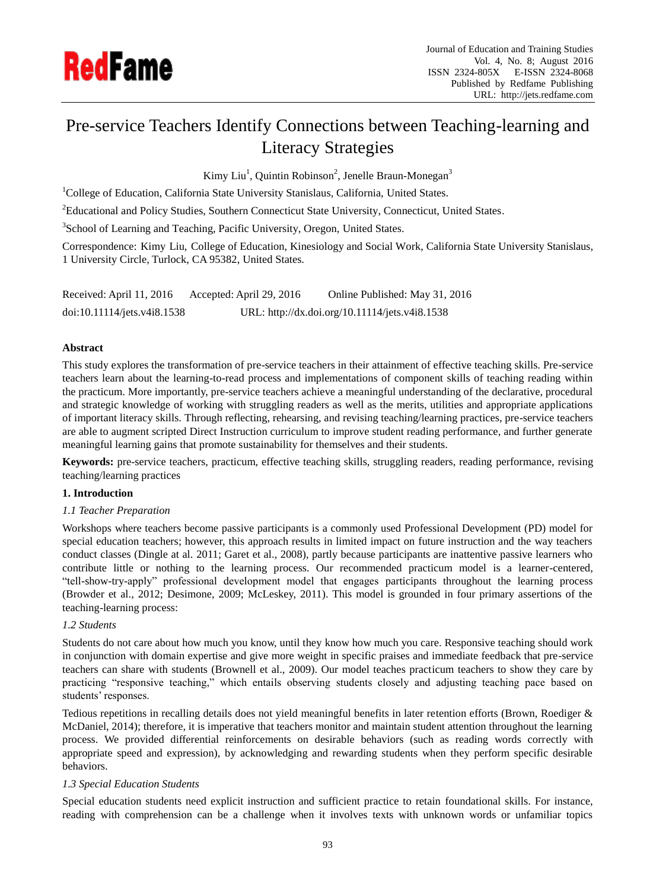# Pre-service Teachers Identify Connections between Teaching-learning and Literacy Strategies

Kimy Liu[1], Quintin Robinson[2], Jenelle Braun-Monegan[3]

[1]College of Education, California State University Stanislaus, California, United States.

[2]Educational and Policy Studies, Southern Connecticut State University, Connecticut, United States.

[3]School of Learning and Teaching, Pacific University, Oregon, United States.

Correspondence: Kimy Liu, College of Education, Kinesiology and Social Work, California State University Stanislaus, 1 University Circle, Turlock, CA 95382, United States.

Received: April 11, 2016 Accepted: April 29, 2016 Online Published: May 31, 2016

doi:10.11114/jets.v4i8.1538 URL: http://dx.doi.org/10.11114/jets.v4i8.1538

**Abstract**

This study explores the transformation of pre-service teachers in their attainment of effective teaching skills. Pre-service teachers learn about the learning-to-read process and implementations of component skills of teaching reading within the practicum. More importantly, pre-service teachers achieve a meaningful understanding of the declarative, procedural and strategic knowledge of working with struggling readers as well as the merits, utilities and appropriate applications of important literacy skills. Through reflecting, rehearsing, and revising teaching/learning practices, pre-service teachers are able to augment scripted Direct Instruction curriculum to improve student reading performance, and further generate meaningful learning gains that promote sustainability for themselves and their students.

**Keywords:** pre-service teachers, practicum, effective teaching skills, struggling readers, reading performance, revising teaching/learning practices

## 1. Introduction

### *1.1 Teacher Preparation*

Workshops where teachers become passive participants is a commonly used Professional Development (PD) model for special education teachers; however, this approach results in limited impact on future instruction and the way teachers conduct classes (Dingle at al. 2011; Garet et al., 2008), partly because participants are inattentive passive learners who contribute little or nothing to the learning process. Our recommended practicum model is a learner-centered, "tell-show-try-apply" professional development model that engages participants throughout the learning process (Browder et al., 2012; Desimone, 2009; McLeskey, 2011). This model is grounded in four primary assertions of the teaching-learning process:

### *1.2 Students*

Students do not care about how much you know, until they know how much you care. Responsive teaching should work in conjunction with domain expertise and give more weight in specific praises and immediate feedback that pre-service teachers can share with students (Brownell et al., 2009). Our model teaches practicum teachers to show they care by practicing "responsive teaching," which entails observing students closely and adjusting teaching pace based on students' responses.

Tedious repetitions in recalling details does not yield meaningful benefits in later retention efforts (Brown, Roediger & McDaniel, 2014); therefore, it is imperative that teachers monitor and maintain student attention throughout the learning process. We provided differential reinforcements on desirable behaviors (such as reading words correctly with appropriate speed and expression), by acknowledging and rewarding students when they perform specific desirable behaviors.

### *1.3 Special Education Students*

Special education students need explicit instruction and sufficient practice to retain foundational skills. For instance, reading with comprehension can be a challenge when it involves texts with unknown words or unfamiliar topics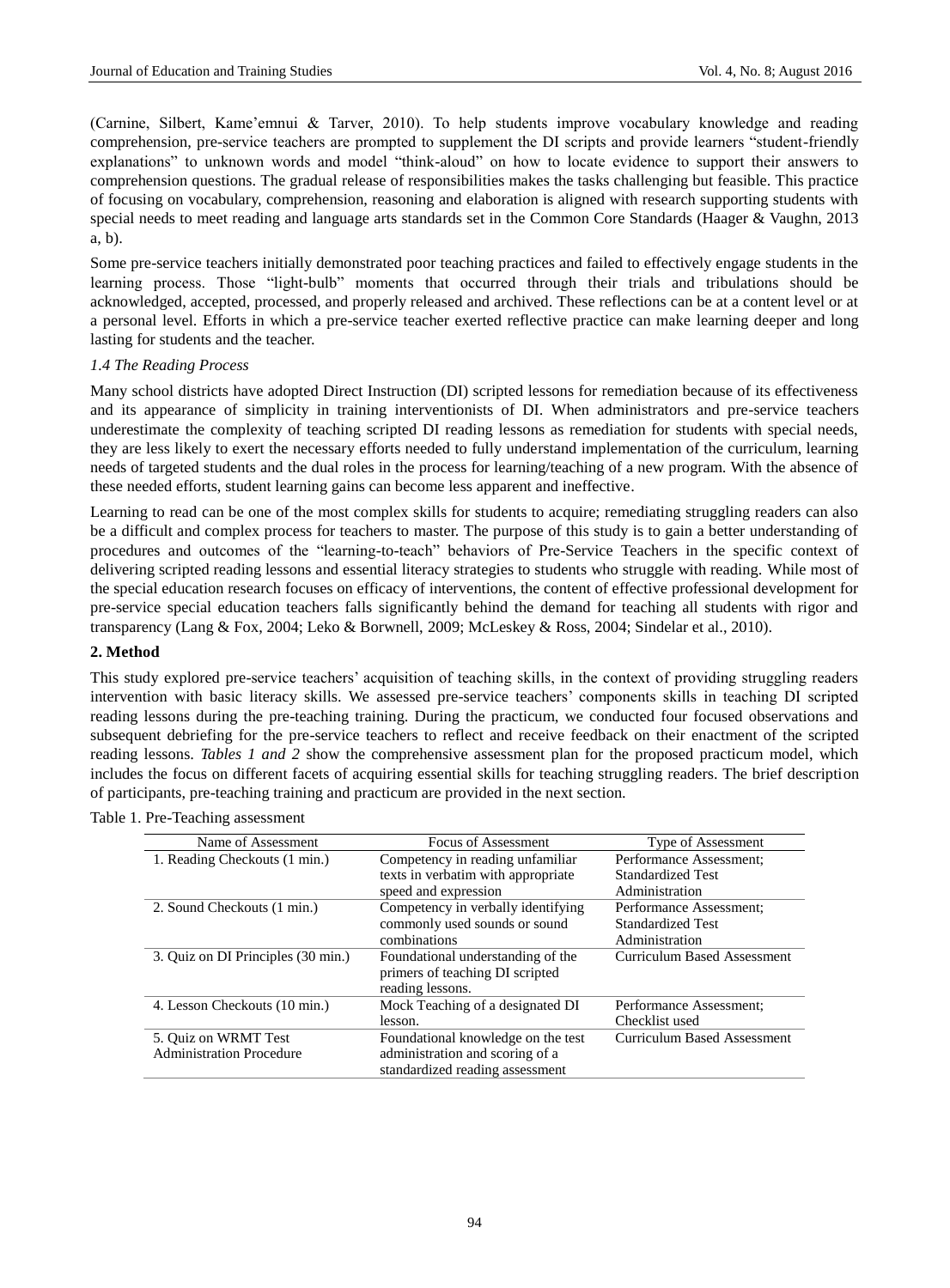(Carnine, Silbert, Kame'emnui & Tarver, 2010). To help students improve vocabulary knowledge and reading comprehension, pre-service teachers are prompted to supplement the DI scripts and provide learners "student-friendly explanations" to unknown words and model "think-aloud" on how to locate evidence to support their answers to comprehension questions. The gradual release of responsibilities makes the tasks challenging but feasible. This practice of focusing on vocabulary, comprehension, reasoning and elaboration is aligned with research supporting students with special needs to meet reading and language arts standards set in the Common Core Standards (Haager & Vaughn, 2013 a, b).

Some pre-service teachers initially demonstrated poor teaching practices and failed to effectively engage students in the learning process. Those "light-bulb" moments that occurred through their trials and tribulations should be acknowledged, accepted, processed, and properly released and archived. These reflections can be at a content level or at a personal level. Efforts in which a pre-service teacher exerted reflective practice can make learning deeper and long lasting for students and the teacher.

### *1.4 The Reading Process*

Many school districts have adopted Direct Instruction (DI) scripted lessons for remediation because of its effectiveness and its appearance of simplicity in training interventionists of DI. When administrators and pre-service teachers underestimate the complexity of teaching scripted DI reading lessons as remediation for students with special needs, they are less likely to exert the necessary efforts needed to fully understand implementation of the curriculum, learning needs of targeted students and the dual roles in the process for learning/teaching of a new program. With the absence of these needed efforts, student learning gains can become less apparent and ineffective.

Learning to read can be one of the most complex skills for students to acquire; remediating struggling readers can also be a difficult and complex process for teachers to master. The purpose of this study is to gain a better understanding of procedures and outcomes of the "learning-to-teach" behaviors of Pre-Service Teachers in the specific context of delivering scripted reading lessons and essential literacy strategies to students who struggle with reading. While most of the special education research focuses on efficacy of interventions, the content of effective professional development for pre-service special education teachers falls significantly behind the demand for teaching all students with rigor and transparency (Lang & Fox, 2004; Leko & Borwnell, 2009; McLeskey & Ross, 2004; Sindelar et al., 2010).

## 2. Method

This study explored pre-service teachers' acquisition of teaching skills, in the context of providing struggling readers intervention with basic literacy skills. We assessed pre-service teachers' components skills in teaching DI scripted reading lessons during the pre-teaching training. During the practicum, we conducted four focused observations and subsequent debriefing for the pre-service teachers to reflect and receive feedback on their enactment of the scripted reading lessons. *Tables 1 and 2* show the comprehensive assessment plan for the proposed practicum model, which includes the focus on different facets of acquiring essential skills for teaching struggling readers. The brief description of participants, pre-teaching training and practicum are provided in the next section.

Table 1. Pre-Teaching assessment

| Name of Assessment | Focus of Assessment | Type of Assessment |
|---|---|---|
| 1. Reading Checkouts (1 min.) | Competency in reading unfamiliar texts in verbatim with appropriate speed and expression | Performance Assessment; Standardized Test Administration |
| 2. Sound Checkouts (1 min.) | Competency in verbally identifying commonly used sounds or sound combinations | Performance Assessment; Standardized Test Administration |
| 3. Quiz on DI Principles (30 min.) | Foundational understanding of the primers of teaching DI scripted reading lessons. | Curriculum Based Assessment |
| 4. Lesson Checkouts (10 min.) | Mock Teaching of a designated DI lesson. | Performance Assessment; Checklist used |
| 5. Quiz on WRMT Test Administration Procedure | Foundational knowledge on the test administration and scoring of a standardized reading assessment | Curriculum Based Assessment |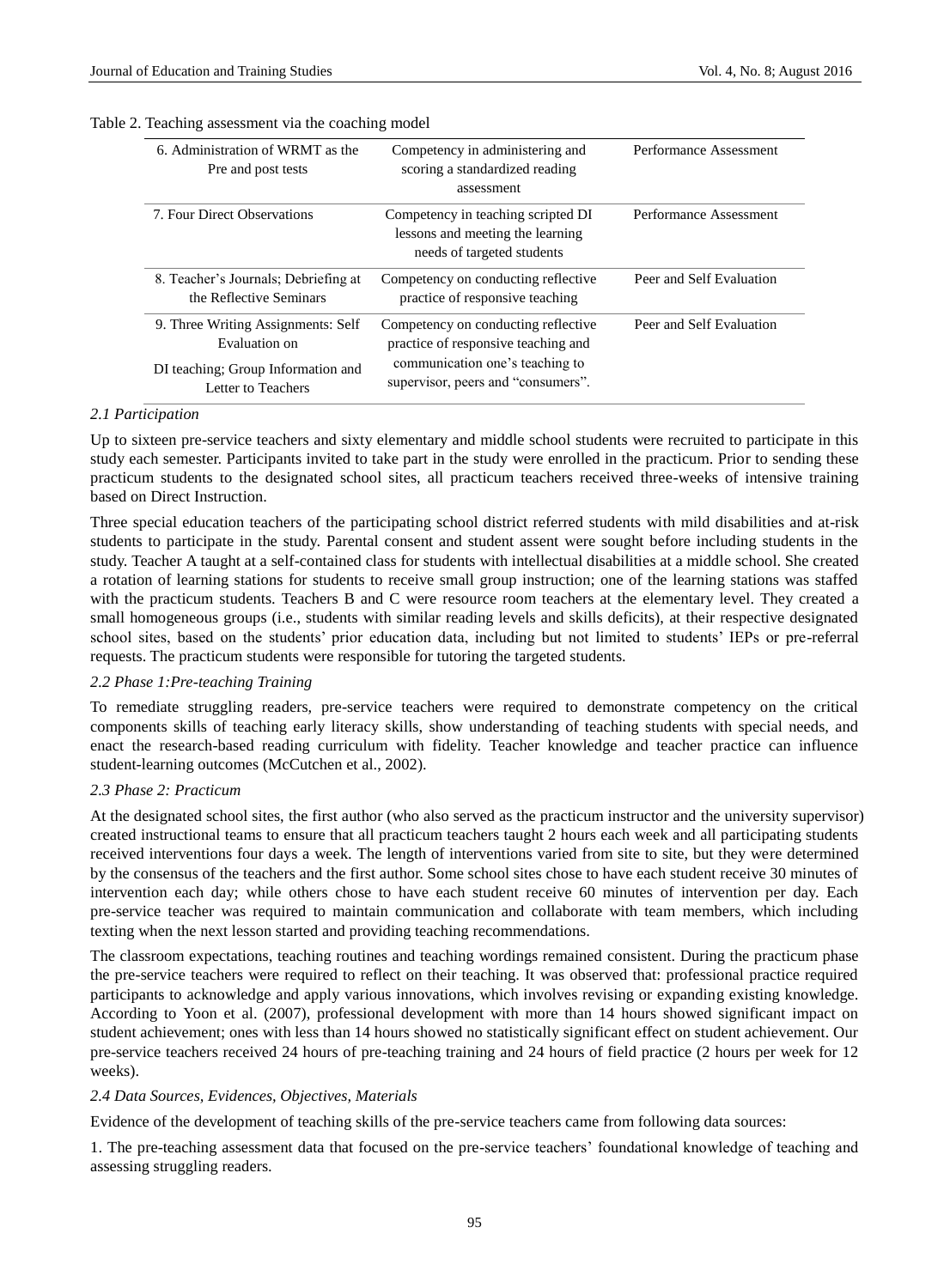Table 2. Teaching assessment via the coaching model

| | | |
|---|---|---|
| 6. Administration of WRMT as the Pre and post tests | Competency in administering and scoring a standardized reading assessment | Performance Assessment |
| 7. Four Direct Observations | Competency in teaching scripted DI lessons and meeting the learning needs of targeted students | Performance Assessment |
| 8. Teacher's Journals; Debriefing at the Reflective Seminars | Competency on conducting reflective practice of responsive teaching | Peer and Self Evaluation |
| 9. Three Writing Assignments: Self Evaluation on DI teaching; Group Information and Letter to Teachers | Competency on conducting reflective practice of responsive teaching and communication one's teaching to supervisor, peers and "consumers". | Peer and Self Evaluation |

### *2.1 Participation*

Up to sixteen pre-service teachers and sixty elementary and middle school students were recruited to participate in this study each semester. Participants invited to take part in the study were enrolled in the practicum. Prior to sending these practicum students to the designated school sites, all practicum teachers received three-weeks of intensive training based on Direct Instruction.

Three special education teachers of the participating school district referred students with mild disabilities and at-risk students to participate in the study. Parental consent and student assent were sought before including students in the study. Teacher A taught at a self-contained class for students with intellectual disabilities at a middle school. She created a rotation of learning stations for students to receive small group instruction; one of the learning stations was staffed with the practicum students. Teachers B and C were resource room teachers at the elementary level. They created a small homogeneous groups (i.e., students with similar reading levels and skills deficits), at their respective designated school sites, based on the students' prior education data, including but not limited to students' IEPs or pre-referral requests. The practicum students were responsible for tutoring the targeted students.

### *2.2 Phase 1:Pre-teaching Training*

To remediate struggling readers, pre-service teachers were required to demonstrate competency on the critical components skills of teaching early literacy skills, show understanding of teaching students with special needs, and enact the research-based reading curriculum with fidelity. Teacher knowledge and teacher practice can influence student-learning outcomes (McCutchen et al., 2002).

### *2.3 Phase 2: Practicum*

At the designated school sites, the first author (who also served as the practicum instructor and the university supervisor) created instructional teams to ensure that all practicum teachers taught 2 hours each week and all participating students received interventions four days a week. The length of interventions varied from site to site, but they were determined by the consensus of the teachers and the first author. Some school sites chose to have each student receive 30 minutes of intervention each day; while others chose to have each student receive 60 minutes of intervention per day. Each pre-service teacher was required to maintain communication and collaborate with team members, which including texting when the next lesson started and providing teaching recommendations.

The classroom expectations, teaching routines and teaching wordings remained consistent. During the practicum phase the pre-service teachers were required to reflect on their teaching. It was observed that: professional practice required participants to acknowledge and apply various innovations, which involves revising or expanding existing knowledge. According to Yoon et al. (2007), professional development with more than 14 hours showed significant impact on student achievement; ones with less than 14 hours showed no statistically significant effect on student achievement. Our pre-service teachers received 24 hours of pre-teaching training and 24 hours of field practice (2 hours per week for 12 weeks).

### *2.4 Data Sources, Evidences, Objectives, Materials*

Evidence of the development of teaching skills of the pre-service teachers came from following data sources:

1. The pre-teaching assessment data that focused on the pre-service teachers' foundational knowledge of teaching and assessing struggling readers.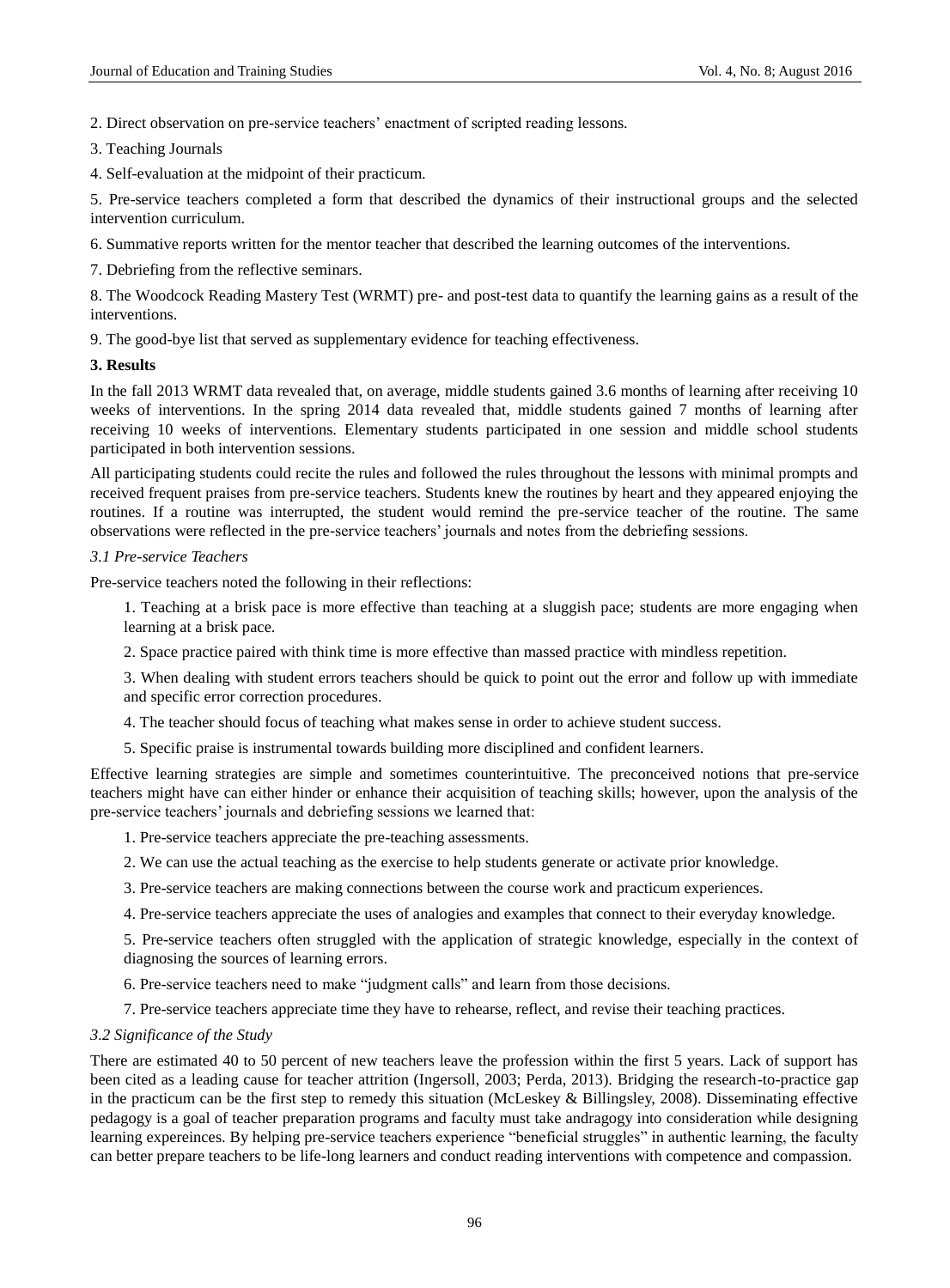2. Direct observation on pre-service teachers' enactment of scripted reading lessons.

3. Teaching Journals

4. Self-evaluation at the midpoint of their practicum.

5. Pre-service teachers completed a form that described the dynamics of their instructional groups and the selected intervention curriculum.

6. Summative reports written for the mentor teacher that described the learning outcomes of the interventions.

7. Debriefing from the reflective seminars.

8. The Woodcock Reading Mastery Test (WRMT) pre- and post-test data to quantify the learning gains as a result of the interventions.

9. The good-bye list that served as supplementary evidence for teaching effectiveness.

## 3. Results

In the fall 2013 WRMT data revealed that, on average, middle students gained 3.6 months of learning after receiving 10 weeks of interventions. In the spring 2014 data revealed that, middle students gained 7 months of learning after receiving 10 weeks of interventions. Elementary students participated in one session and middle school students participated in both intervention sessions.

All participating students could recite the rules and followed the rules throughout the lessons with minimal prompts and received frequent praises from pre-service teachers. Students knew the routines by heart and they appeared enjoying the routines. If a routine was interrupted, the student would remind the pre-service teacher of the routine. The same observations were reflected in the pre-service teachers' journals and notes from the debriefing sessions.

### *3.1 Pre-service Teachers*

Pre-service teachers noted the following in their reflections:

1. Teaching at a brisk pace is more effective than teaching at a sluggish pace; students are more engaging when learning at a brisk pace.

2. Space practice paired with think time is more effective than massed practice with mindless repetition.

3. When dealing with student errors teachers should be quick to point out the error and follow up with immediate and specific error correction procedures.

4. The teacher should focus of teaching what makes sense in order to achieve student success.

5. Specific praise is instrumental towards building more disciplined and confident learners.

Effective learning strategies are simple and sometimes counterintuitive. The preconceived notions that pre-service teachers might have can either hinder or enhance their acquisition of teaching skills; however, upon the analysis of the pre-service teachers' journals and debriefing sessions we learned that:

1. Pre-service teachers appreciate the pre-teaching assessments.

2. We can use the actual teaching as the exercise to help students generate or activate prior knowledge.

3. Pre-service teachers are making connections between the course work and practicum experiences.

4. Pre-service teachers appreciate the uses of analogies and examples that connect to their everyday knowledge.

5. Pre-service teachers often struggled with the application of strategic knowledge, especially in the context of diagnosing the sources of learning errors.

6. Pre-service teachers need to make "judgment calls" and learn from those decisions.

7. Pre-service teachers appreciate time they have to rehearse, reflect, and revise their teaching practices.

### *3.2 Significance of the Study*

There are estimated 40 to 50 percent of new teachers leave the profession within the first 5 years. Lack of support has been cited as a leading cause for teacher attrition (Ingersoll, 2003; Perda, 2013). Bridging the research-to-practice gap in the practicum can be the first step to remedy this situation (McLeskey & Billingsley, 2008). Disseminating effective pedagogy is a goal of teacher preparation programs and faculty must take andragogy into consideration while designing learning expereinces. By helping pre-service teachers experience "beneficial struggles" in authentic learning, the faculty can better prepare teachers to be life-long learners and conduct reading interventions with competence and compassion.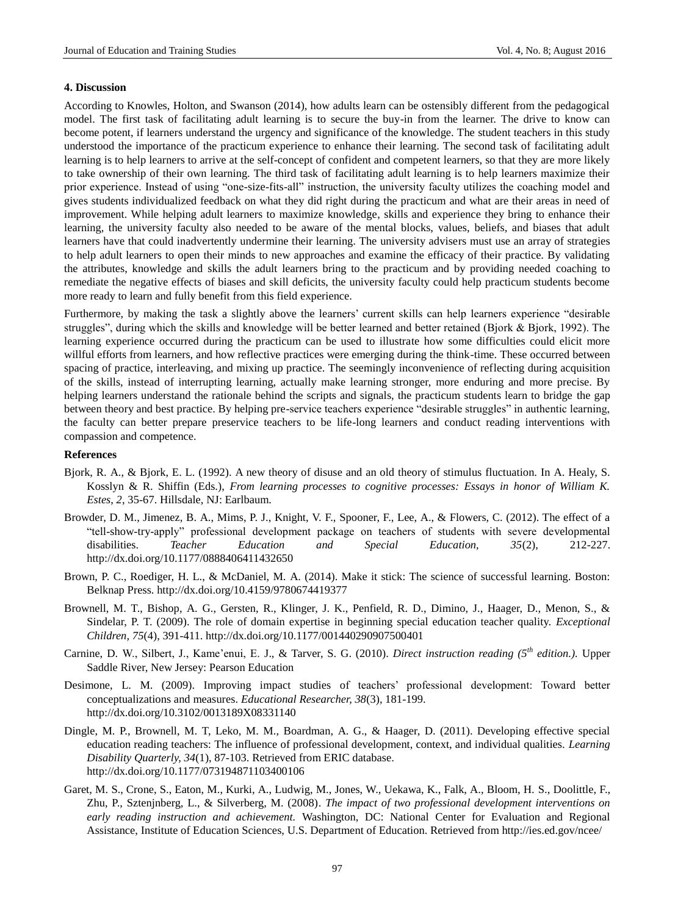### 4. Discussion

According to Knowles, Holton, and Swanson (2014), how adults learn can be ostensibly different from the pedagogical model. The first task of facilitating adult learning is to secure the buy-in from the learner. The drive to know can become potent, if learners understand the urgency and significance of the knowledge. The student teachers in this study understood the importance of the practicum experience to enhance their learning. The second task of facilitating adult learning is to help learners to arrive at the self-concept of confident and competent learners, so that they are more likely to take ownership of their own learning. The third task of facilitating adult learning is to help learners maximize their prior experience. Instead of using "one-size-fits-all" instruction, the university faculty utilizes the coaching model and gives students individualized feedback on what they did right during the practicum and what are their areas in need of improvement. While helping adult learners to maximize knowledge, skills and experience they bring to enhance their learning, the university faculty also needed to be aware of the mental blocks, values, beliefs, and biases that adult learners have that could inadvertently undermine their learning. The university advisers must use an array of strategies to help adult learners to open their minds to new approaches and examine the efficacy of their practice. By validating the attributes, knowledge and skills the adult learners bring to the practicum and by providing needed coaching to remediate the negative effects of biases and skill deficits, the university faculty could help practicum students become more ready to learn and fully benefit from this field experience.

Furthermore, by making the task a slightly above the learners' current skills can help learners experience "desirable struggles", during which the skills and knowledge will be better learned and better retained (Bjork & Bjork, 1992). The learning experience occurred during the practicum can be used to illustrate how some difficulties could elicit more willful efforts from learners, and how reflective practices were emerging during the think-time. These occurred between spacing of practice, interleaving, and mixing up practice. The seemingly inconvenience of reflecting during acquisition of the skills, instead of interrupting learning, actually make learning stronger, more enduring and more precise. By helping learners understand the rationale behind the scripts and signals, the practicum students learn to bridge the gap between theory and best practice. By helping pre-service teachers experience "desirable struggles" in authentic learning, the faculty can better prepare preservice teachers to be life-long learners and conduct reading interventions with compassion and competence.

### References

Bjork, R. A., & Bjork, E. L. (1992). A new theory of disuse and an old theory of stimulus fluctuation. In A. Healy, S. Kosslyn & R. Shiffin (Eds.), *From learning processes to cognitive processes: Essays in honor of William K. Estes, 2*, 35-67. Hillsdale, NJ: Earlbaum.

Browder, D. M., Jimenez, B. A., Mims, P. J., Knight, V. F., Spooner, F., Lee, A., & Flowers, C. (2012). The effect of a "tell-show-try-apply" professional development package on teachers of students with severe developmental disabilities. *Teacher Education and Special Education, 35*(2), 212-227. http://dx.doi.org/10.1177/0888406411432650

Brown, P. C., Roediger, H. L., & McDaniel, M. A. (2014). Make it stick: The science of successful learning. Boston: Belknap Press. http://dx.doi.org/10.4159/9780674419377

Brownell, M. T., Bishop, A. G., Gersten, R., Klinger, J. K., Penfield, R. D., Dimino, J., Haager, D., Menon, S., & Sindelar, P. T. (2009). The role of domain expertise in beginning special education teacher quality. *Exceptional Children, 75*(4), 391-411. http://dx.doi.org/10.1177/001440290907500401

Carnine, D. W., Silbert, J., Kame'enui, E. J., & Tarver, S. G. (2010). *Direct instruction reading (5th edition.).* Upper Saddle River, New Jersey: Pearson Education

Desimone, L. M. (2009). Improving impact studies of teachers' professional development: Toward better conceptualizations and measures. *Educational Researcher, 38*(3), 181-199. http://dx.doi.org/10.3102/0013189X08331140

Dingle, M. P., Brownell, M. T, Leko, M. M., Boardman, A. G., & Haager, D. (2011). Developing effective special education reading teachers: The influence of professional development, context, and individual qualities. *Learning Disability Quarterly, 34*(1), 87-103. Retrieved from ERIC database. http://dx.doi.org/10.1177/073194871103400106

Garet, M. S., Crone, S., Eaton, M., Kurki, A., Ludwig, M., Jones, W., Uekawa, K., Falk, A., Bloom, H. S., Doolittle, F., Zhu, P., Sztenjnberg, L., & Silverberg, M. (2008). *The impact of two professional development interventions on early reading instruction and achievement.* Washington, DC: National Center for Evaluation and Regional Assistance, Institute of Education Sciences, U.S. Department of Education. Retrieved from http://ies.ed.gov/ncee/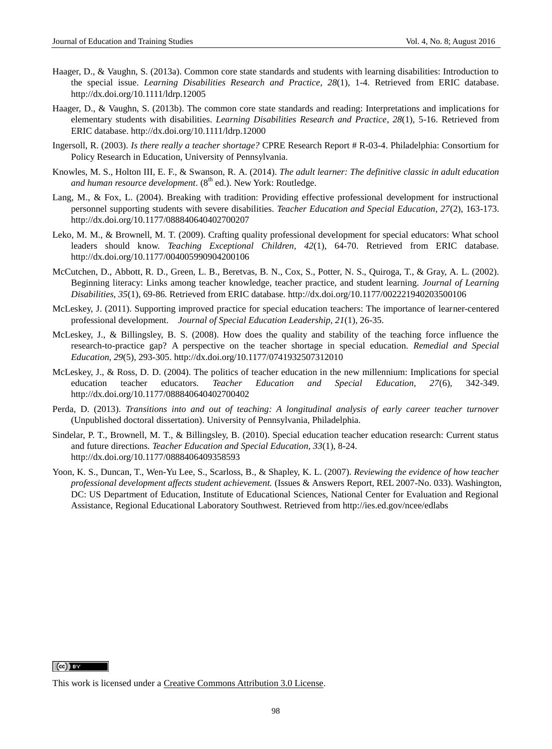Haager, D., & Vaughn, S. (2013a). Common core state standards and students with learning disabilities: Introduction to the special issue. *Learning Disabilities Research and Practice*, *28*(1), 1-4. Retrieved from ERIC database. http://dx.doi.org/10.1111/ldrp.12005

Haager, D., & Vaughn, S. (2013b). The common core state standards and reading: Interpretations and implications for elementary students with disabilities. *Learning Disabilities Research and Practice*, *28*(1), 5-16. Retrieved from ERIC database. http://dx.doi.org/10.1111/ldrp.12000

Ingersoll, R. (2003). *Is there really a teacher shortage?* CPRE Research Report # R-03-4. Philadelphia: Consortium for Policy Research in Education, University of Pennsylvania.

Knowles, M. S., Holton III, E. F., & Swanson, R. A. (2014). *The adult learner: The definitive classic in adult education and human resource development*. (8th ed.). New York: Routledge.

Lang, M., & Fox, L. (2004). Breaking with tradition: Providing effective professional development for instructional personnel supporting students with severe disabilities. *Teacher Education and Special Education, 27*(2), 163-173. http://dx.doi.org/10.1177/088840640402700207

Leko, M. M., & Brownell, M. T. (2009). Crafting quality professional development for special educators: What school leaders should know. *Teaching Exceptional Children, 42*(1), 64-70. Retrieved from ERIC database. http://dx.doi.org/10.1177/004005990904200106

McCutchen, D., Abbott, R. D., Green, L. B., Beretvas, B. N., Cox, S., Potter, N. S., Quiroga, T., & Gray, A. L. (2002). Beginning literacy: Links among teacher knowledge, teacher practice, and student learning. *Journal of Learning Disabilities, 35*(1), 69-86. Retrieved from ERIC database. http://dx.doi.org/10.1177/002221940203500106

McLeskey, J. (2011). Supporting improved practice for special education teachers: The importance of learner-centered professional development. *Journal of Special Education Leadership, 21*(1), 26-35.

McLeskey, J., & Billingsley, B. S. (2008). How does the quality and stability of the teaching force influence the research-to-practice gap? A perspective on the teacher shortage in special education. *Remedial and Special Education, 29*(5), 293-305. http://dx.doi.org/10.1177/0741932507312010

McLeskey, J., & Ross, D. D. (2004). The politics of teacher education in the new millennium: Implications for special education teacher educators. *Teacher Education and Special Education, 27*(6), 342-349. http://dx.doi.org/10.1177/088840640402700402

Perda, D. (2013). *Transitions into and out of teaching: A longitudinal analysis of early career teacher turnover* (Unpublished doctoral dissertation). University of Pennsylvania, Philadelphia.

Sindelar, P. T., Brownell, M. T., & Billingsley, B. (2010). Special education teacher education research: Current status and future directions. *Teacher Education and Special Education, 33*(1), 8-24. http://dx.doi.org/10.1177/0888406409358593

Yoon, K. S., Duncan, T., Wen-Yu Lee, S., Scarloss, B., & Shapley, K. L. (2007). *Reviewing the evidence of how teacher professional development affects student achievement.* (Issues & Answers Report, REL 2007-No. 033). Washington, DC: US Department of Education, Institute of Educational Sciences, National Center for Evaluation and Regional Assistance, Regional Educational Laboratory Southwest. Retrieved from http://ies.ed.gov/ncee/edlabs

This work is licensed under a Creative Commons Attribution 3.0 License.